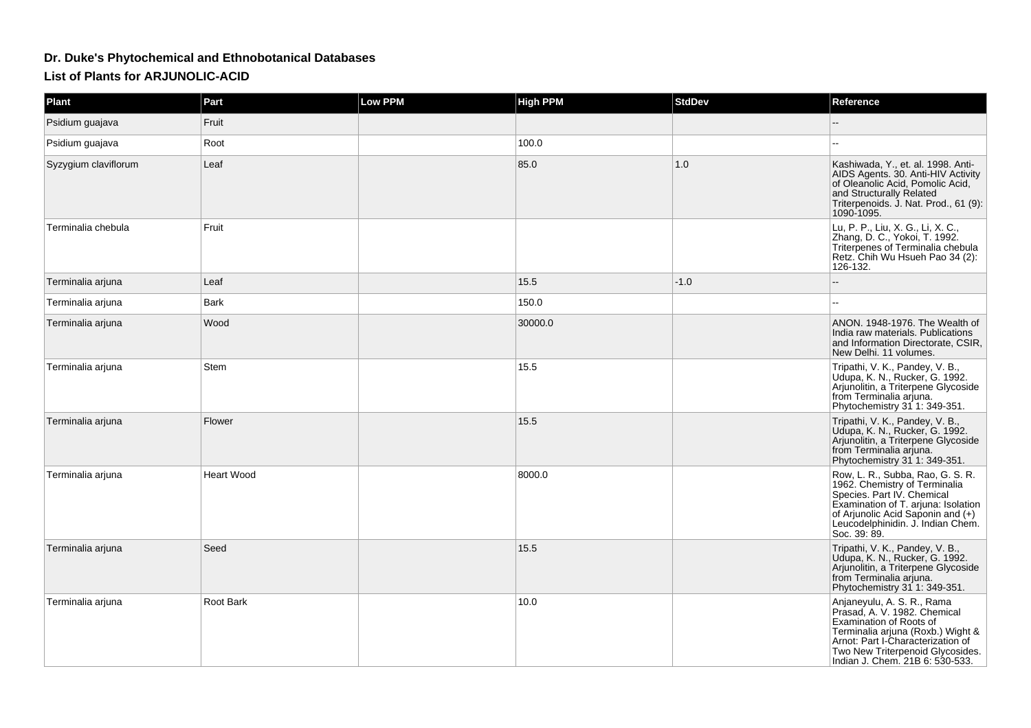# Dr. Duke's Phytochemical and Ethnobotanical Databases

## List of Plants for ARJUNOLIC-ACID

| Plant | Part | Low PPM | High PPM | StdDev | Reference |
| --- | --- | --- | --- | --- | --- |
| Psidium guajava | Fruit | | | | -- |
| Psidium guajava | Root | | 100.0 | | -- |
| Syzygium claviflorum | Leaf | | 85.0 | 1.0 | Kashiwada, Y., et. al. 1998. Anti-AIDS Agents. 30. Anti-HIV Activity of Oleanolic Acid, Pomolic Acid, and Structurally Related Triterpenoids. J. Nat. Prod., 61 (9): 1090-1095. |
| Terminalia chebula | Fruit | | | | Lu, P. P., Liu, X. G., Li, X. C., Zhang, D. C., Yokoi, T. 1992. Triterpenes of Terminalia chebula Retz. Chih Wu Hsueh Pao 34 (2): 126-132. |
| Terminalia arjuna | Leaf | | 15.5 | -1.0 | -- |
| Terminalia arjuna | Bark | | 150.0 | | -- |
| Terminalia arjuna | Wood | | 30000.0 | | ANON. 1948-1976. The Wealth of India raw materials. Publications and Information Directorate, CSIR, New Delhi. 11 volumes. |
| Terminalia arjuna | Stem | | 15.5 | | Tripathi, V. K., Pandey, V. B., Udupa, K. N., Rucker, G. 1992. Arjunolitin, a Triterpene Glycoside from Terminalia arjuna. Phytochemistry 31 1: 349-351. |
| Terminalia arjuna | Flower | | 15.5 | | Tripathi, V. K., Pandey, V. B., Udupa, K. N., Rucker, G. 1992. Arjunolitin, a Triterpene Glycoside from Terminalia arjuna. Phytochemistry 31 1: 349-351. |
| Terminalia arjuna | Heart Wood | | 8000.0 | | Row, L. R., Subba, Rao, G. S. R. 1962. Chemistry of Terminalia Species. Part IV. Chemical Examination of T. arjuna: Isolation of Arjunolic Acid Saponin and (+) Leucodelphinidin. J. Indian Chem. Soc. 39: 89. |
| Terminalia arjuna | Seed | | 15.5 | | Tripathi, V. K., Pandey, V. B., Udupa, K. N., Rucker, G. 1992. Arjunolitin, a Triterpene Glycoside from Terminalia arjuna. Phytochemistry 31 1: 349-351. |
| Terminalia arjuna | Root Bark | | 10.0 | | Anjaneyulu, A. S. R., Rama Prasad, A. V. 1982. Chemical Examination of Roots of Terminalia arjuna (Roxb.) Wight & Arnot: Part I-Characterization of Two New Triterpenoid Glycosides. Indian J. Chem. 21B 6: 530-533. |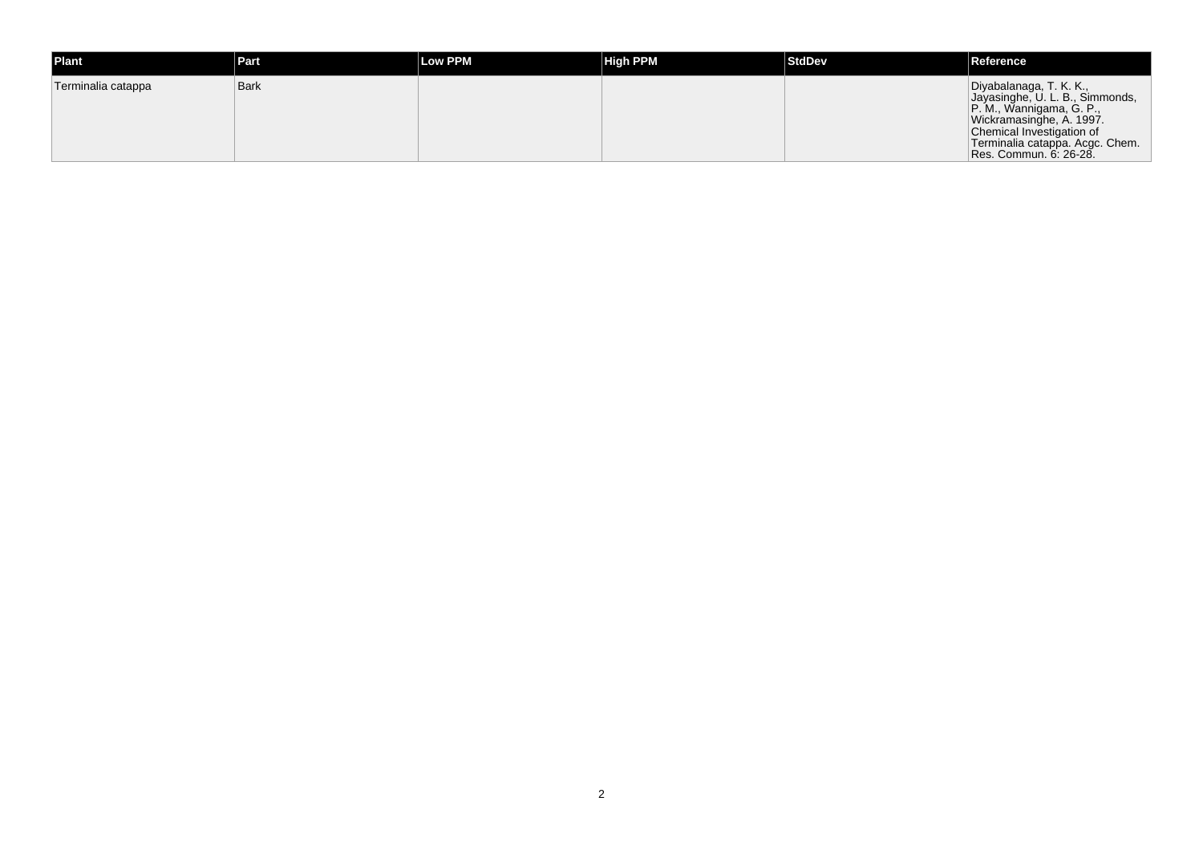| Plant | Part | Low PPM | High PPM | StdDev | Reference |
| --- | --- | --- | --- | --- | --- |
| Terminalia catappa | Bark | | | | Diyabalanaga, T. K. K., Jayasinghe, U. L. B., Simmonds, P. M., Wannigama, G. P., Wickramasinghe, A. 1997. Chemical Investigation of Terminalia catappa. Acgc. Chem. Res. Commun. 6: 26-28. |